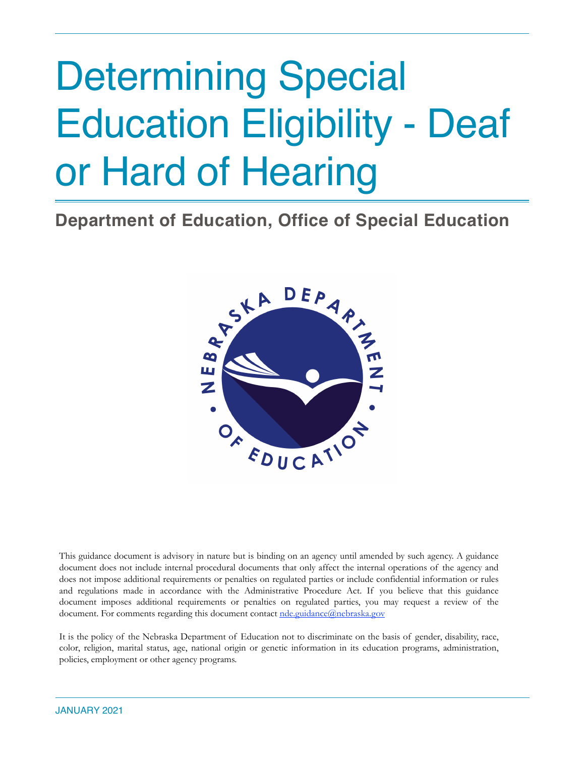# Determining Special Education Eligibility - Deaf or Hard of Hearing

## Department of Education, Office of Special Education

This guidance document is advisory in nature but is binding on an agency until amended by such agency. A guidance document does not include internal procedural documents that only affect the internal operations of the agency and does not impose additional requirements or penalties on regulated parties or include confidential information or rules and regulations made in accordance with the Administrative Procedure Act. If you believe that this guidance document imposes additional requirements or penalties on regulated parties, you may request a review of the document. For comments regarding this document contact nde.guidance@nebraska.gov

It is the policy of the Nebraska Department of Education not to discriminate on the basis of gender, disability, race, color, religion, marital status, age, national origin or genetic information in its education programs, administration, policies, employment or other agency programs.

JANUARY 2021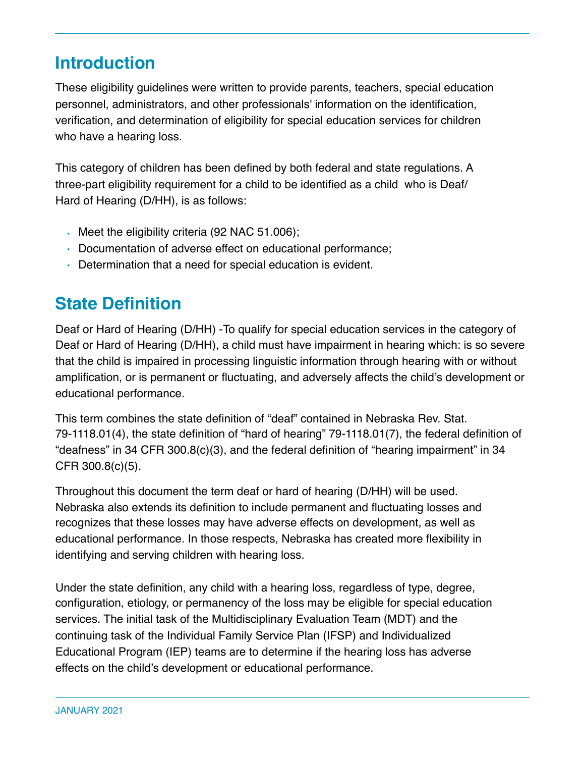## Introduction

These eligibility guidelines were written to provide parents, teachers, special education personnel, administrators, and other professionals' information on the identification, verification, and determination of eligibility for special education services for children who have a hearing loss.

This category of children has been defined by both federal and state regulations. A three-part eligibility requirement for a child to be identified as a child who is Deaf/ Hard of Hearing (D/HH), is as follows:

- Meet the eligibility criteria (92 NAC 51.006);
- Documentation of adverse effect on educational performance;
- Determination that a need for special education is evident.

## State Definition

Deaf or Hard of Hearing (D/HH) -To qualify for special education services in the category of Deaf or Hard of Hearing (D/HH), a child must have impairment in hearing which: is so severe that the child is impaired in processing linguistic information through hearing with or without amplification, or is permanent or fluctuating, and adversely affects the child's development or educational performance.

This term combines the state definition of "deaf" contained in Nebraska Rev. Stat. 79-1118.01(4), the state definition of "hard of hearing" 79-1118.01(7), the federal definition of "deafness" in 34 CFR 300.8(c)(3), and the federal definition of "hearing impairment" in 34 CFR 300.8(c)(5).

Throughout this document the term deaf or hard of hearing (D/HH) will be used. Nebraska also extends its definition to include permanent and fluctuating losses and recognizes that these losses may have adverse effects on development, as well as educational performance. In those respects, Nebraska has created more flexibility in identifying and serving children with hearing loss.

Under the state definition, any child with a hearing loss, regardless of type, degree, configuration, etiology, or permanency of the loss may be eligible for special education services. The initial task of the Multidisciplinary Evaluation Team (MDT) and the continuing task of the Individual Family Service Plan (IFSP) and Individualized Educational Program (IEP) teams are to determine if the hearing loss has adverse effects on the child's development or educational performance.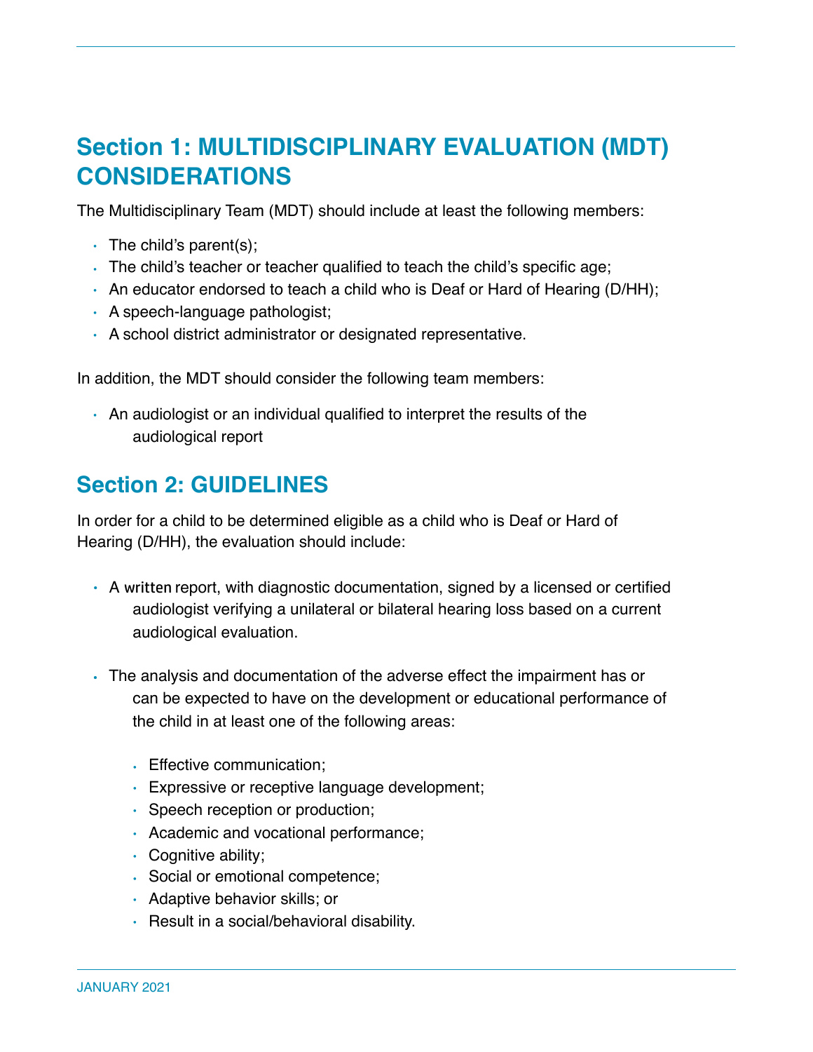## Section 1: MULTIDISCIPLINARY EVALUATION (MDT) CONSIDERATIONS

The Multidisciplinary Team (MDT) should include at least the following members:

- The child's parent(s);
- The child's teacher or teacher qualified to teach the child's specific age;
- An educator endorsed to teach a child who is Deaf or Hard of Hearing (D/HH);
- A speech-language pathologist;
- A school district administrator or designated representative.

In addition, the MDT should consider the following team members:

- An audiologist or an individual qualified to interpret the results of the audiological report

## Section 2: GUIDELINES

In order for a child to be determined eligible as a child who is Deaf or Hard of Hearing (D/HH), the evaluation should include:

- A written report, with diagnostic documentation, signed by a licensed or certified audiologist verifying a unilateral or bilateral hearing loss based on a current audiological evaluation.

- The analysis and documentation of the adverse effect the impairment has or can be expected to have on the development or educational performance of the child in at least one of the following areas:

  - Effective communication;
  - Expressive or receptive language development;
  - Speech reception or production;
  - Academic and vocational performance;
  - Cognitive ability;
  - Social or emotional competence;
  - Adaptive behavior skills; or
  - Result in a social/behavioral disability.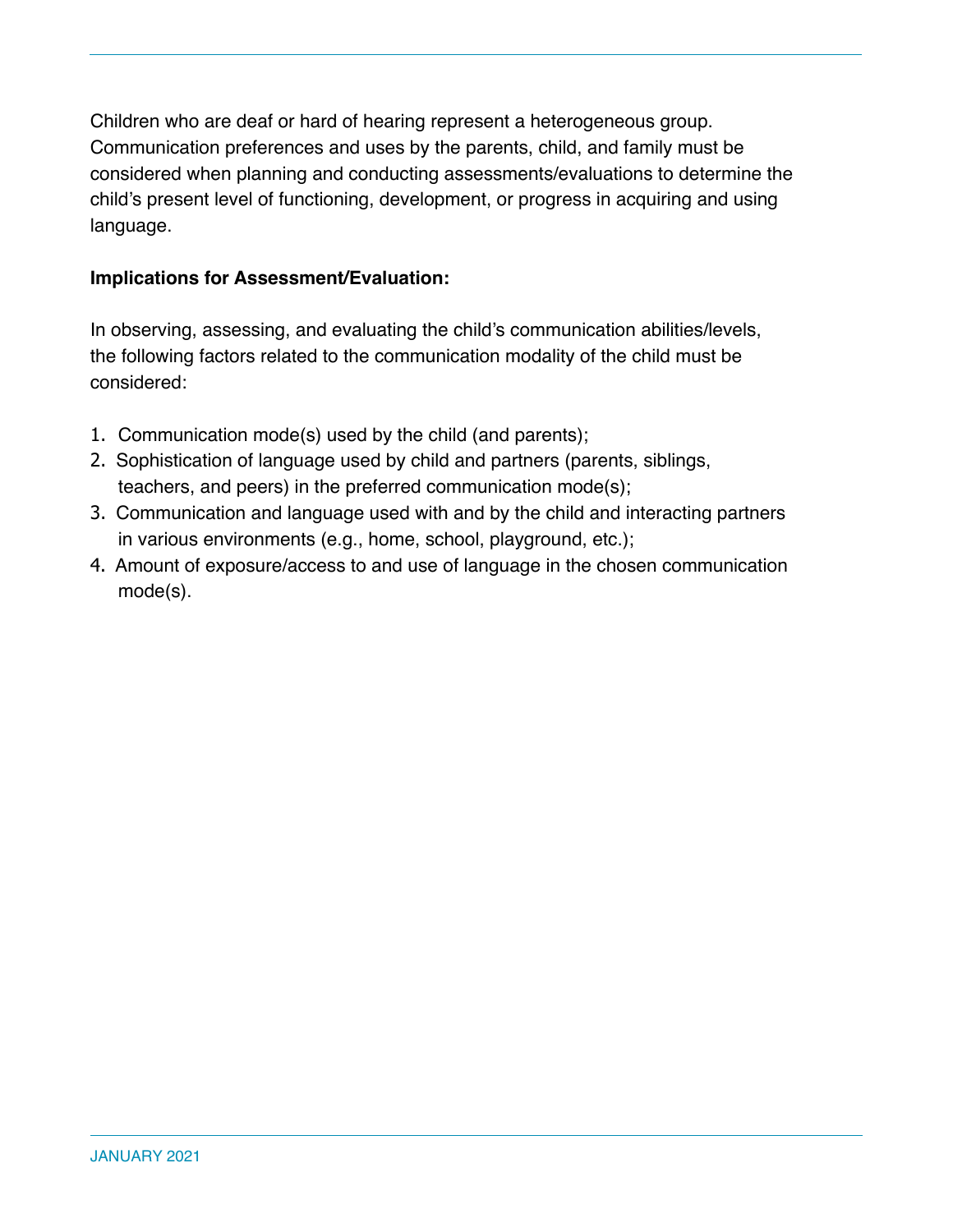Children who are deaf or hard of hearing represent a heterogeneous group. Communication preferences and uses by the parents, child, and family must be considered when planning and conducting assessments/evaluations to determine the child's present level of functioning, development, or progress in acquiring and using language.

**Implications for Assessment/Evaluation:**

In observing, assessing, and evaluating the child's communication abilities/levels, the following factors related to the communication modality of the child must be considered:

1. Communication mode(s) used by the child (and parents);
2. Sophistication of language used by child and partners (parents, siblings, teachers, and peers) in the preferred communication mode(s);
3. Communication and language used with and by the child and interacting partners in various environments (e.g., home, school, playground, etc.);
4. Amount of exposure/access to and use of language in the chosen communication mode(s).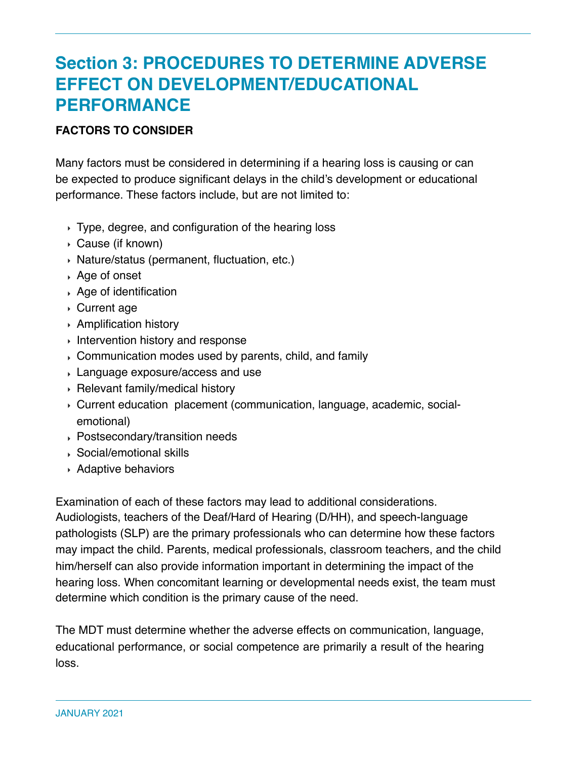# Section 3: PROCEDURES TO DETERMINE ADVERSE EFFECT ON DEVELOPMENT/EDUCATIONAL PERFORMANCE

**FACTORS TO CONSIDER**

Many factors must be considered in determining if a hearing loss is causing or can be expected to produce significant delays in the child's development or educational performance. These factors include, but are not limited to:

- Type, degree, and configuration of the hearing loss
- Cause (if known)
- Nature/status (permanent, fluctuation, etc.)
- Age of onset
- Age of identification
- Current age
- Amplification history
- Intervention history and response
- Communication modes used by parents, child, and family
- Language exposure/access and use
- Relevant family/medical history
- Current education placement (communication, language, academic, social-emotional)
- Postsecondary/transition needs
- Social/emotional skills
- Adaptive behaviors

Examination of each of these factors may lead to additional considerations. Audiologists, teachers of the Deaf/Hard of Hearing (D/HH), and speech-language pathologists (SLP) are the primary professionals who can determine how these factors may impact the child. Parents, medical professionals, classroom teachers, and the child him/herself can also provide information important in determining the impact of the hearing loss. When concomitant learning or developmental needs exist, the team must determine which condition is the primary cause of the need.

The MDT must determine whether the adverse effects on communication, language, educational performance, or social competence are primarily a result of the hearing loss.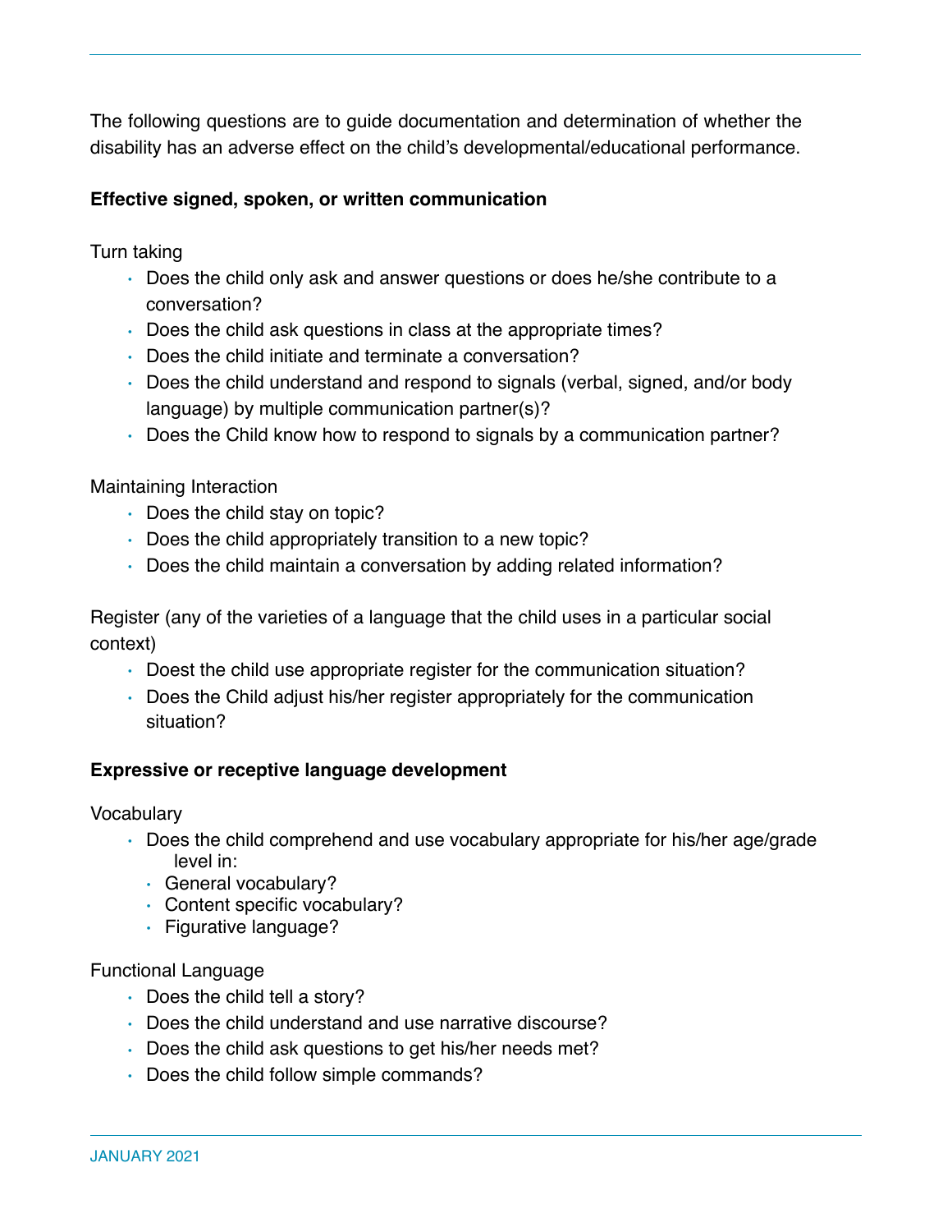The following questions are to guide documentation and determination of whether the disability has an adverse effect on the child's developmental/educational performance.

**Effective signed, spoken, or written communication**

Turn taking

- Does the child only ask and answer questions or does he/she contribute to a conversation?
- Does the child ask questions in class at the appropriate times?
- Does the child initiate and terminate a conversation?
- Does the child understand and respond to signals (verbal, signed, and/or body language) by multiple communication partner(s)?
- Does the Child know how to respond to signals by a communication partner?

Maintaining Interaction

- Does the child stay on topic?
- Does the child appropriately transition to a new topic?
- Does the child maintain a conversation by adding related information?

Register (any of the varieties of a language that the child uses in a particular social context)

- Doest the child use appropriate register for the communication situation?
- Does the Child adjust his/her register appropriately for the communication situation?

**Expressive or receptive language development**

Vocabulary

- Does the child comprehend and use vocabulary appropriate for his/her age/grade level in:
  - General vocabulary?
  - Content specific vocabulary?
  - Figurative language?

Functional Language

- Does the child tell a story?
- Does the child understand and use narrative discourse?
- Does the child ask questions to get his/her needs met?
- Does the child follow simple commands?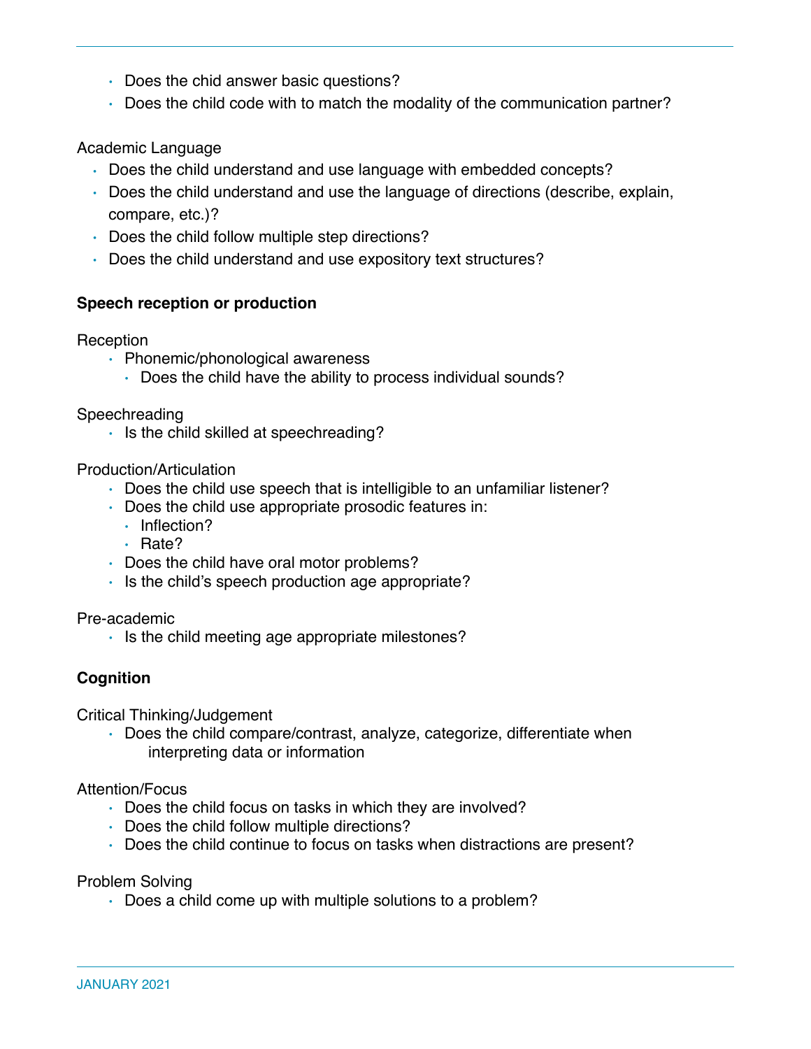- Does the chid answer basic questions?
- Does the child code with to match the modality of the communication partner?

Academic Language

- Does the child understand and use language with embedded concepts?
- Does the child understand and use the language of directions (describe, explain, compare, etc.)?
- Does the child follow multiple step directions?
- Does the child understand and use expository text structures?

**Speech reception or production**

Reception

- Phonemic/phonological awareness
  - Does the child have the ability to process individual sounds?

Speechreading

- Is the child skilled at speechreading?

Production/Articulation

- Does the child use speech that is intelligible to an unfamiliar listener?
- Does the child use appropriate prosodic features in:
  - Inflection?
  - Rate?
- Does the child have oral motor problems?
- Is the child's speech production age appropriate?

Pre-academic

- Is the child meeting age appropriate milestones?

**Cognition**

Critical Thinking/Judgement

- Does the child compare/contrast, analyze, categorize, differentiate when interpreting data or information

Attention/Focus

- Does the child focus on tasks in which they are involved?
- Does the child follow multiple directions?
- Does the child continue to focus on tasks when distractions are present?

Problem Solving

- Does a child come up with multiple solutions to a problem?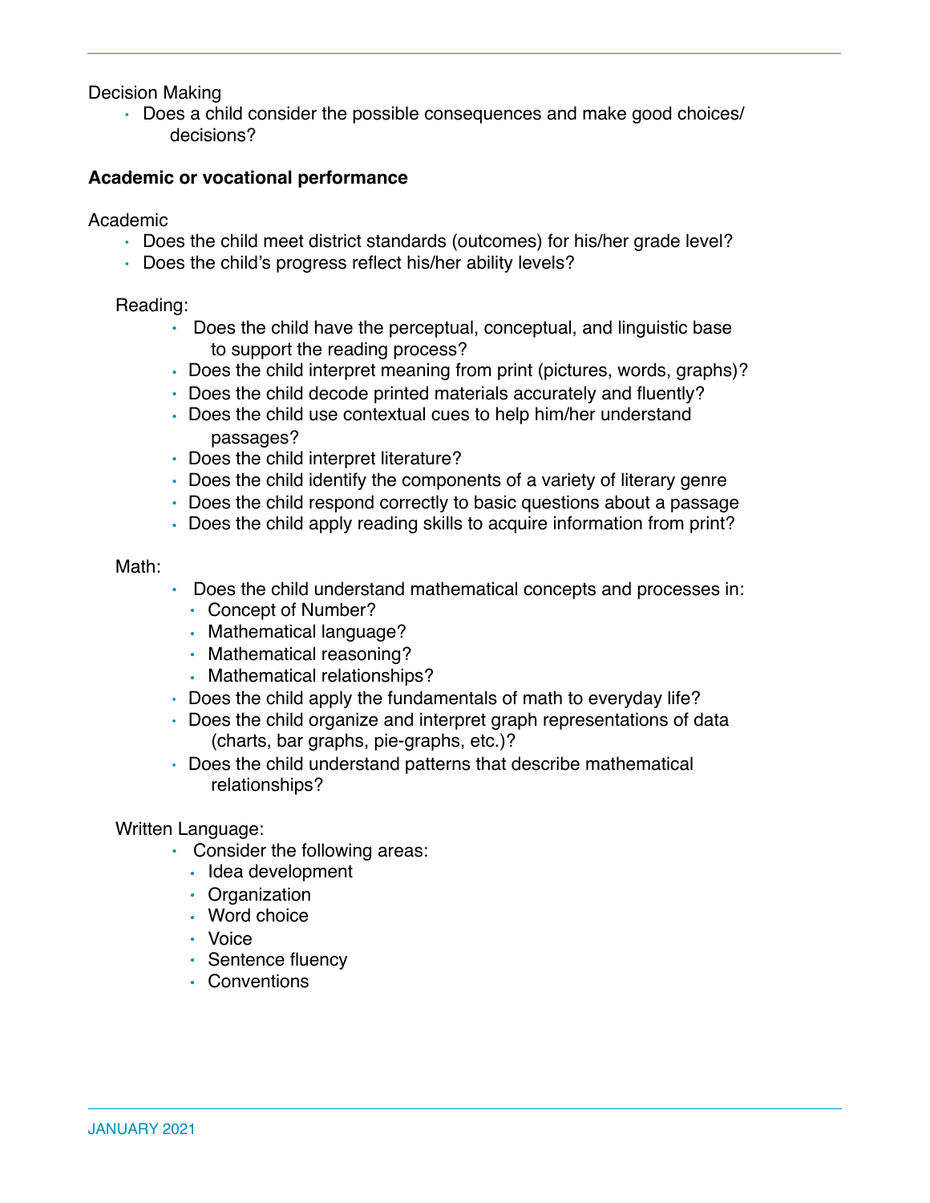Decision Making

- Does a child consider the possible consequences and make good choices/ decisions?

**Academic or vocational performance**

Academic

- Does the child meet district standards (outcomes) for his/her grade level?
- Does the child's progress reflect his/her ability levels?

Reading:

- Does the child have the perceptual, conceptual, and linguistic base to support the reading process?
- Does the child interpret meaning from print (pictures, words, graphs)?
- Does the child decode printed materials accurately and fluently?
- Does the child use contextual cues to help him/her understand passages?
- Does the child interpret literature?
- Does the child identify the components of a variety of literary genre
- Does the child respond correctly to basic questions about a passage
- Does the child apply reading skills to acquire information from print?

Math:

- Does the child understand mathematical concepts and processes in:
  - Concept of Number?
  - Mathematical language?
  - Mathematical reasoning?
  - Mathematical relationships?
- Does the child apply the fundamentals of math to everyday life?
- Does the child organize and interpret graph representations of data (charts, bar graphs, pie-graphs, etc.)?
- Does the child understand patterns that describe mathematical relationships?

Written Language:

- Consider the following areas:
  - Idea development
  - Organization
  - Word choice
  - Voice
  - Sentence fluency
  - Conventions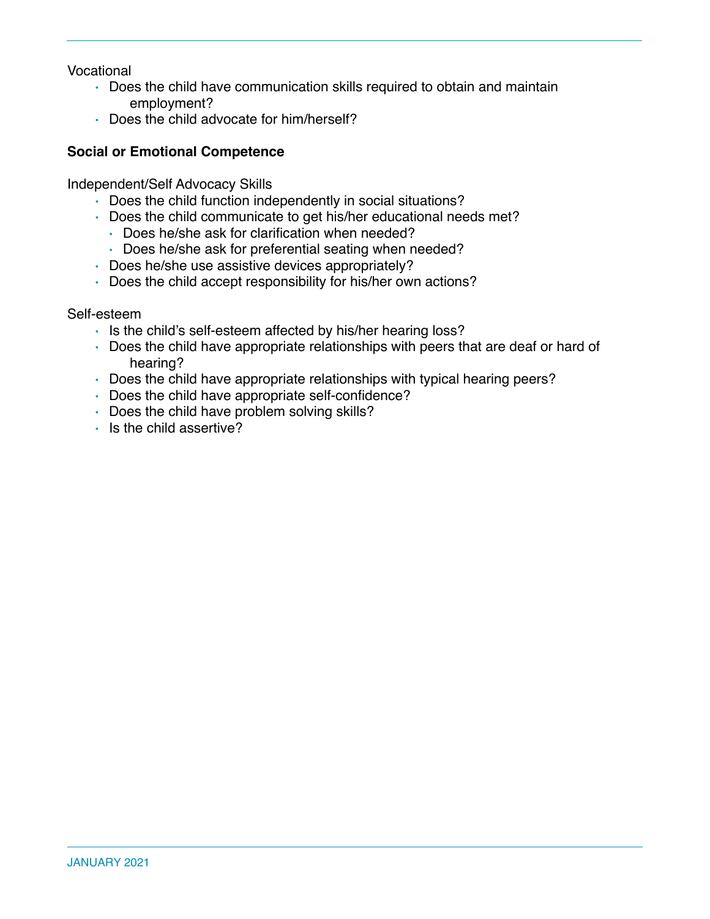Vocational

- Does the child have communication skills required to obtain and maintain employment?
- Does the child advocate for him/herself?

**Social or Emotional Competence**

Independent/Self Advocacy Skills

- Does the child function independently in social situations?
- Does the child communicate to get his/her educational needs met?
  - Does he/she ask for clarification when needed?
  - Does he/she ask for preferential seating when needed?
- Does he/she use assistive devices appropriately?
- Does the child accept responsibility for his/her own actions?

Self-esteem

- Is the child's self-esteem affected by his/her hearing loss?
- Does the child have appropriate relationships with peers that are deaf or hard of hearing?
- Does the child have appropriate relationships with typical hearing peers?
- Does the child have appropriate self-confidence?
- Does the child have problem solving skills?
- Is the child assertive?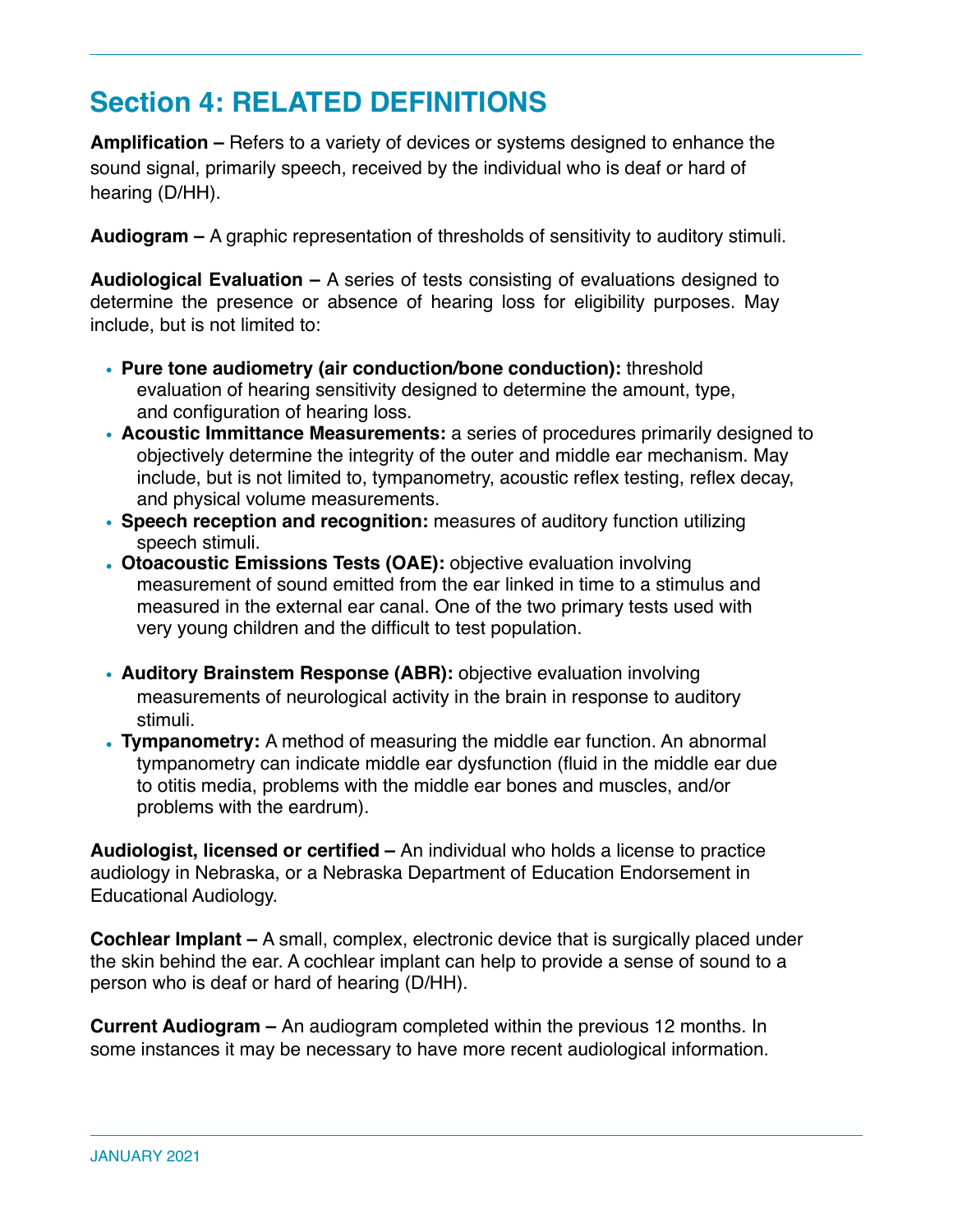## Section 4: RELATED DEFINITIONS

**Amplification –** Refers to a variety of devices or systems designed to enhance the sound signal, primarily speech, received by the individual who is deaf or hard of hearing (D/HH).

**Audiogram –** A graphic representation of thresholds of sensitivity to auditory stimuli.

**Audiological Evaluation –** A series of tests consisting of evaluations designed to determine the presence or absence of hearing loss for eligibility purposes. May include, but is not limited to:

- **Pure tone audiometry (air conduction/bone conduction):** threshold evaluation of hearing sensitivity designed to determine the amount, type, and configuration of hearing loss.
- **Acoustic Immittance Measurements:** a series of procedures primarily designed to objectively determine the integrity of the outer and middle ear mechanism. May include, but is not limited to, tympanometry, acoustic reflex testing, reflex decay, and physical volume measurements.
- **Speech reception and recognition:** measures of auditory function utilizing speech stimuli.
- **Otoacoustic Emissions Tests (OAE):** objective evaluation involving measurement of sound emitted from the ear linked in time to a stimulus and measured in the external ear canal. One of the two primary tests used with very young children and the difficult to test population.
- **Auditory Brainstem Response (ABR):** objective evaluation involving measurements of neurological activity in the brain in response to auditory stimuli.
- **Tympanometry:** A method of measuring the middle ear function. An abnormal tympanometry can indicate middle ear dysfunction (fluid in the middle ear due to otitis media, problems with the middle ear bones and muscles, and/or problems with the eardrum).

**Audiologist, licensed or certified –** An individual who holds a license to practice audiology in Nebraska, or a Nebraska Department of Education Endorsement in Educational Audiology.

**Cochlear Implant –** A small, complex, electronic device that is surgically placed under the skin behind the ear. A cochlear implant can help to provide a sense of sound to a person who is deaf or hard of hearing (D/HH).

**Current Audiogram –** An audiogram completed within the previous 12 months. In some instances it may be necessary to have more recent audiological information.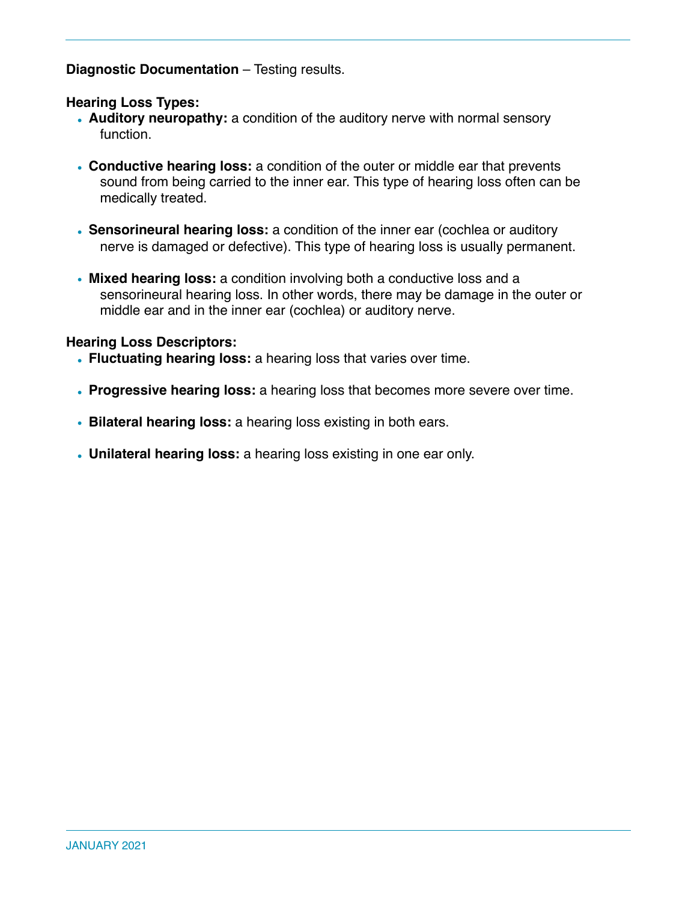**Diagnostic Documentation** – Testing results.

**Hearing Loss Types:**

- **Auditory neuropathy:** a condition of the auditory nerve with normal sensory function.
- **Conductive hearing loss:** a condition of the outer or middle ear that prevents sound from being carried to the inner ear. This type of hearing loss often can be medically treated.
- **Sensorineural hearing loss:** a condition of the inner ear (cochlea or auditory nerve is damaged or defective). This type of hearing loss is usually permanent.
- **Mixed hearing loss:** a condition involving both a conductive loss and a sensorineural hearing loss. In other words, there may be damage in the outer or middle ear and in the inner ear (cochlea) or auditory nerve.

**Hearing Loss Descriptors:**

- **Fluctuating hearing loss:** a hearing loss that varies over time.
- **Progressive hearing loss:** a hearing loss that becomes more severe over time.
- **Bilateral hearing loss:** a hearing loss existing in both ears.
- **Unilateral hearing loss:** a hearing loss existing in one ear only.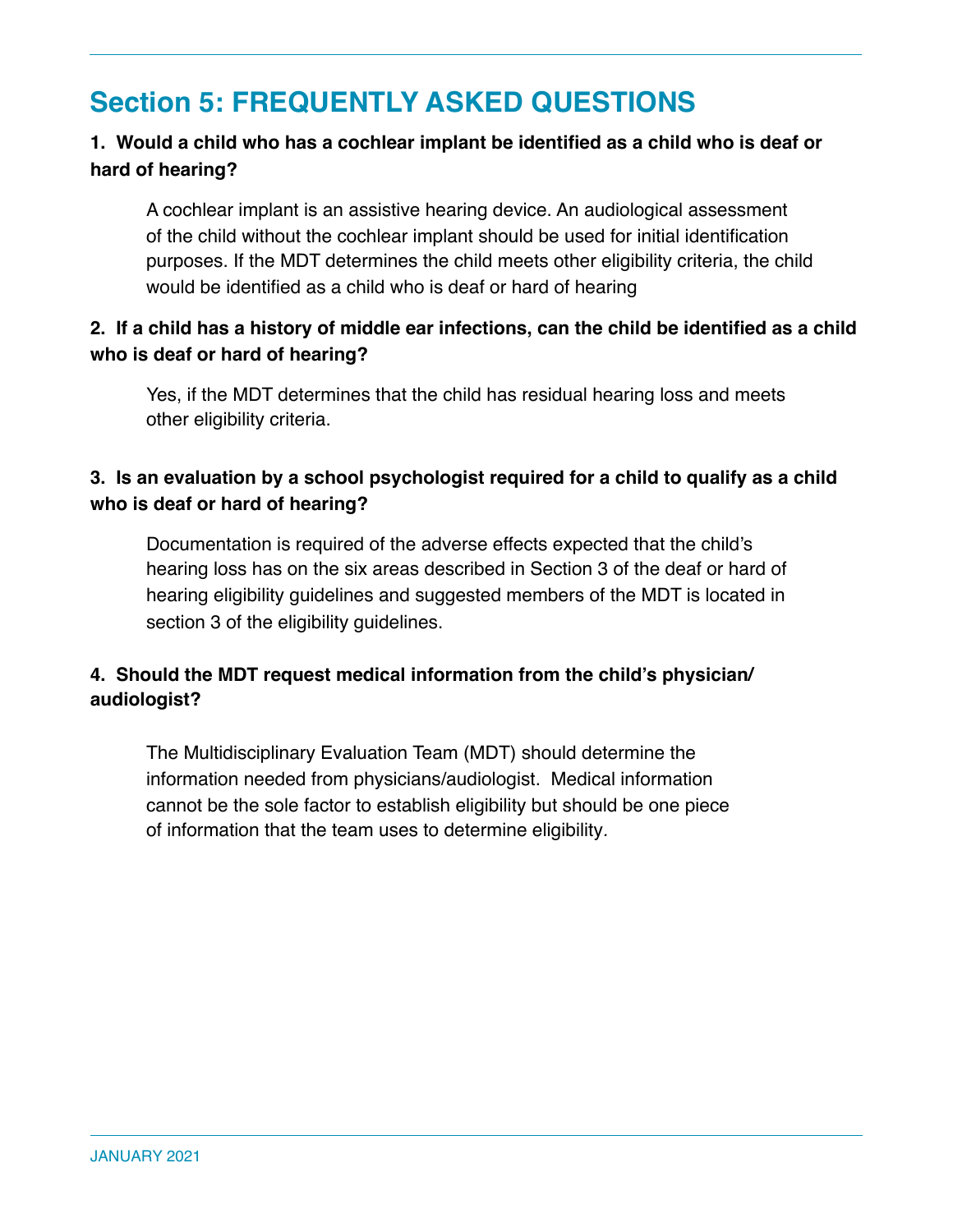## Section 5: FREQUENTLY ASKED QUESTIONS

**1. Would a child who has a cochlear implant be identified as a child who is deaf or hard of hearing?**

A cochlear implant is an assistive hearing device. An audiological assessment of the child without the cochlear implant should be used for initial identification purposes. If the MDT determines the child meets other eligibility criteria, the child would be identified as a child who is deaf or hard of hearing

**2. If a child has a history of middle ear infections, can the child be identified as a child who is deaf or hard of hearing?**

Yes, if the MDT determines that the child has residual hearing loss and meets other eligibility criteria.

**3. Is an evaluation by a school psychologist required for a child to qualify as a child who is deaf or hard of hearing?**

Documentation is required of the adverse effects expected that the child's hearing loss has on the six areas described in Section 3 of the deaf or hard of hearing eligibility guidelines and suggested members of the MDT is located in section 3 of the eligibility guidelines.

**4. Should the MDT request medical information from the child's physician/ audiologist?**

The Multidisciplinary Evaluation Team (MDT) should determine the information needed from physicians/audiologist. Medical information cannot be the sole factor to establish eligibility but should be one piece of information that the team uses to determine eligibility.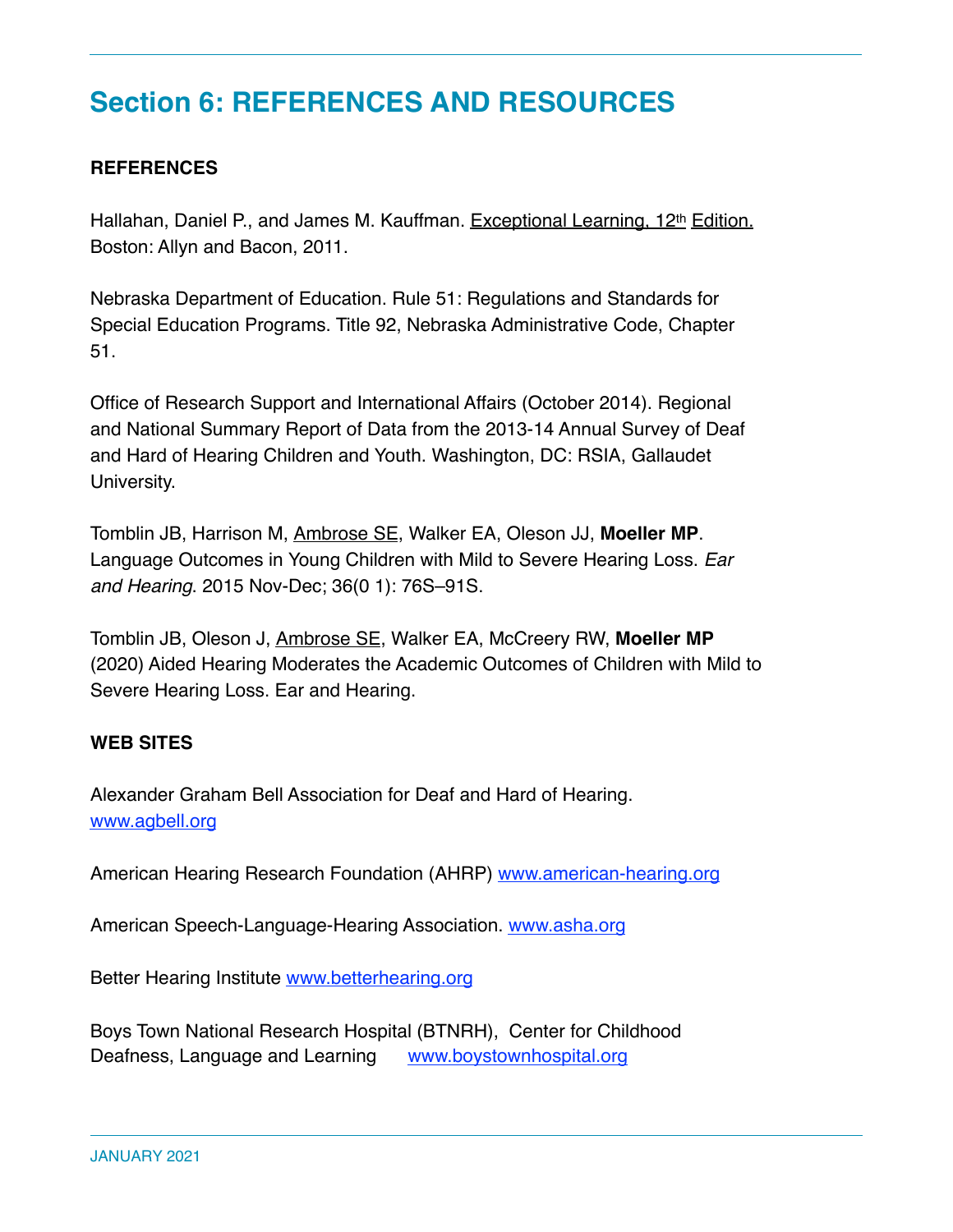# Section 6: REFERENCES AND RESOURCES

**REFERENCES**

Hallahan, Daniel P., and James M. Kauffman. Exceptional Learning, 12th Edition. Boston: Allyn and Bacon, 2011.

Nebraska Department of Education. Rule 51: Regulations and Standards for Special Education Programs. Title 92, Nebraska Administrative Code, Chapter 51.

Office of Research Support and International Affairs (October 2014). Regional and National Summary Report of Data from the 2013-14 Annual Survey of Deaf and Hard of Hearing Children and Youth. Washington, DC: RSIA, Gallaudet University.

Tomblin JB, Harrison M, Ambrose SE, Walker EA, Oleson JJ, **Moeller MP**. Language Outcomes in Young Children with Mild to Severe Hearing Loss. *Ear and Hearing*. 2015 Nov-Dec; 36(0 1): 76S–91S.

Tomblin JB, Oleson J, Ambrose SE, Walker EA, McCreery RW, **Moeller MP** (2020) Aided Hearing Moderates the Academic Outcomes of Children with Mild to Severe Hearing Loss. Ear and Hearing.

**WEB SITES**

Alexander Graham Bell Association for Deaf and Hard of Hearing. www.agbell.org

American Hearing Research Foundation (AHRP) www.american-hearing.org

American Speech-Language-Hearing Association. www.asha.org

Better Hearing Institute www.betterhearing.org

Boys Town National Research Hospital (BTNRH), Center for Childhood Deafness, Language and Learning www.boystownhospital.org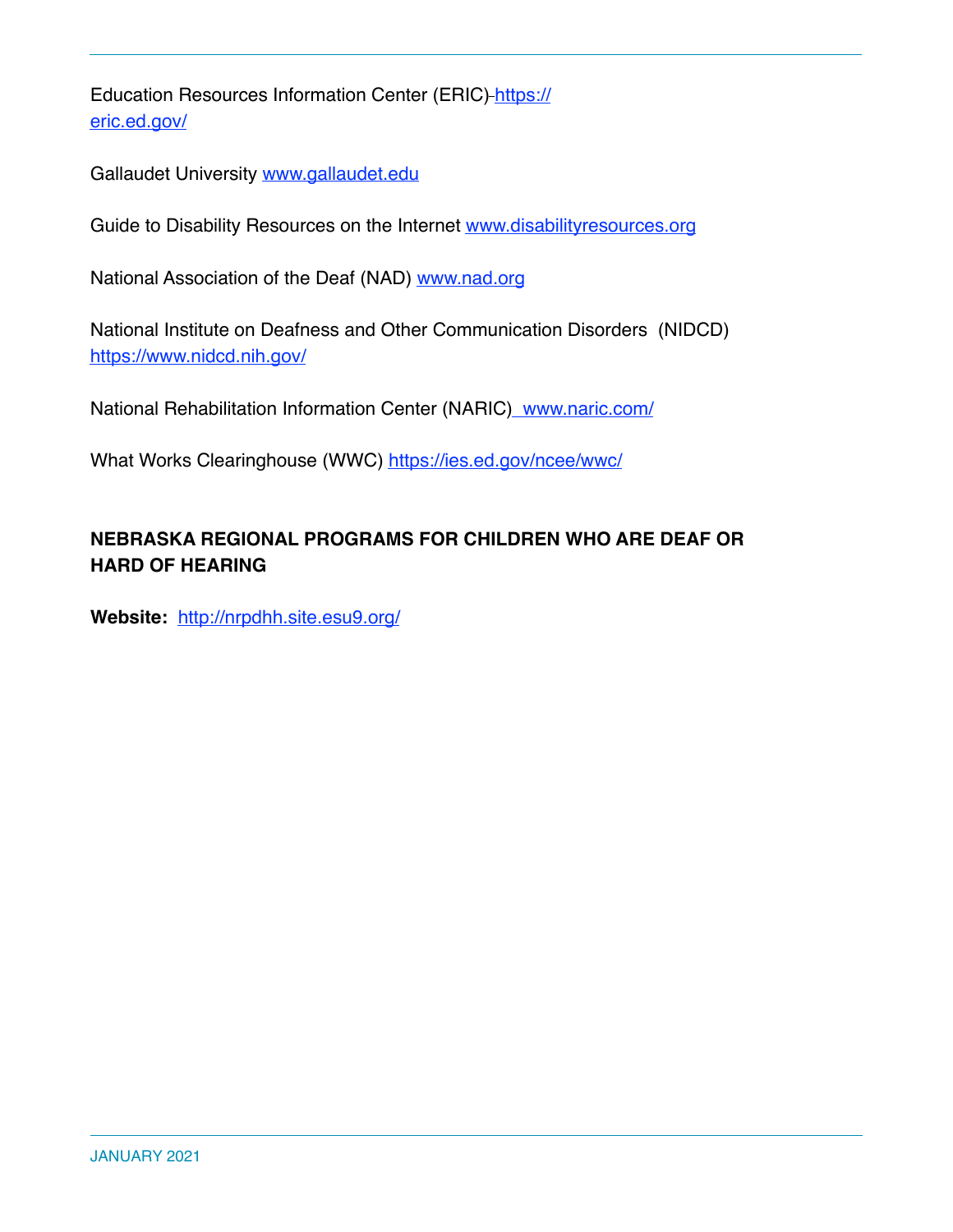Education Resources Information Center (ERIC) https://eric.ed.gov/

Gallaudet University www.gallaudet.edu

Guide to Disability Resources on the Internet www.disabilityresources.org

National Association of the Deaf (NAD) www.nad.org

National Institute on Deafness and Other Communication Disorders (NIDCD) https://www.nidcd.nih.gov/

National Rehabilitation Information Center (NARIC) www.naric.com/

What Works Clearinghouse (WWC) https://ies.ed.gov/ncee/wwc/

**NEBRASKA REGIONAL PROGRAMS FOR CHILDREN WHO ARE DEAF OR HARD OF HEARING**

**Website:** http://nrpdhh.site.esu9.org/